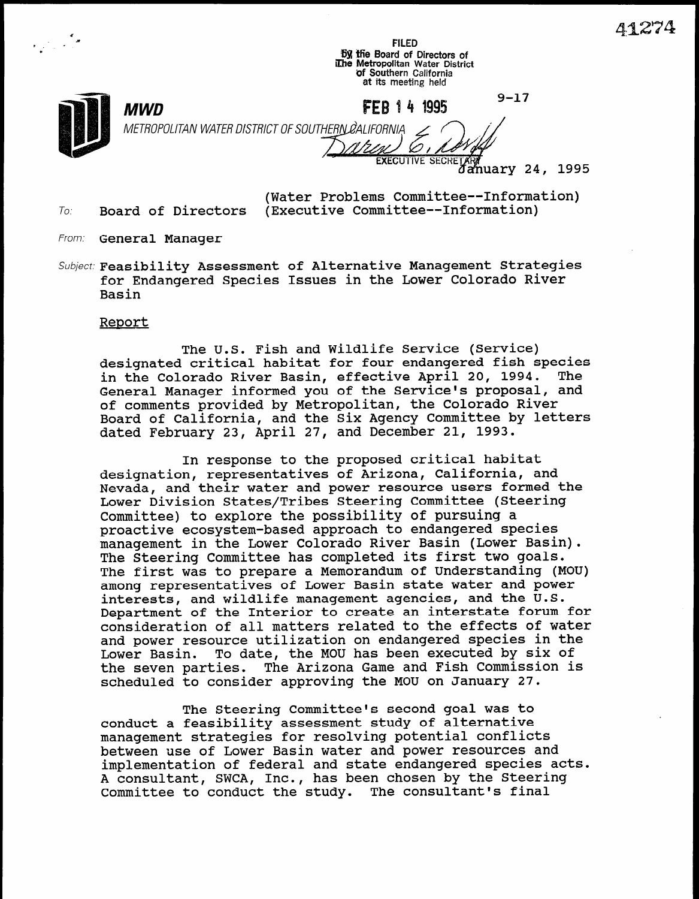41274

FILED
By the Board of Directors of
The Metropolitan Water District
of Southern California
at its meeting held

FEB 14 1995

9-17

**MWD**

METROPOLITAN WATER DISTRICT OF SOUTHERN CALIFORNIA

EXECUTIVE SECRETARY

January 24, 1995

To: Board of Directors (Water Problems Committee--Information)
(Executive Committee--Information)

From: General Manager

Subject: Feasibility Assessment of Alternative Management Strategies for Endangered Species Issues in the Lower Colorado River Basin

## Report

The U.S. Fish and Wildlife Service (Service) designated critical habitat for four endangered fish species in the Colorado River Basin, effective April 20, 1994. The General Manager informed you of the Service's proposal, and of comments provided by Metropolitan, the Colorado River Board of California, and the Six Agency Committee by letters dated February 23, April 27, and December 21, 1993.

In response to the proposed critical habitat designation, representatives of Arizona, California, and Nevada, and their water and power resource users formed the Lower Division States/Tribes Steering Committee (Steering Committee) to explore the possibility of pursuing a proactive ecosystem-based approach to endangered species management in the Lower Colorado River Basin (Lower Basin). The Steering Committee has completed its first two goals. The first was to prepare a Memorandum of Understanding (MOU) among representatives of Lower Basin state water and power interests, and wildlife management agencies, and the U.S. Department of the Interior to create an interstate forum for consideration of all matters related to the effects of water and power resource utilization on endangered species in the Lower Basin. To date, the MOU has been executed by six of the seven parties. The Arizona Game and Fish Commission is scheduled to consider approving the MOU on January 27.

The Steering Committee's second goal was to conduct a feasibility assessment study of alternative management strategies for resolving potential conflicts between use of Lower Basin water and power resources and implementation of federal and state endangered species acts. A consultant, SWCA, Inc., has been chosen by the Steering Committee to conduct the study. The consultant's final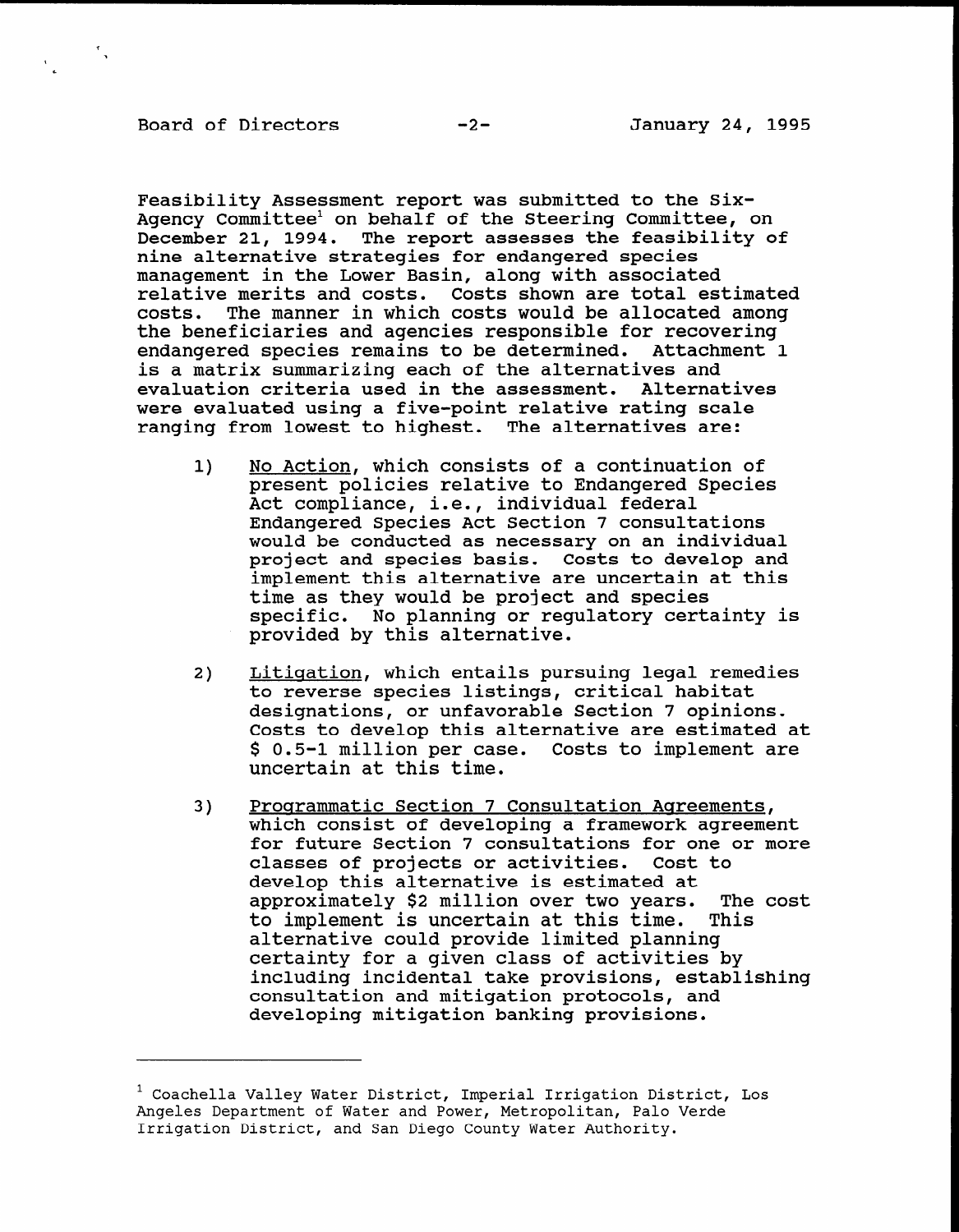Feasibility Assessment report was submitted to the Six-Agency Committee[1] on behalf of the Steering Committee, on December 21, 1994. The report assesses the feasibility of nine alternative strategies for endangered species management in the Lower Basin, along with associated relative merits and costs. Costs shown are total estimated costs. The manner in which costs would be allocated among the beneficiaries and agencies responsible for recovering endangered species remains to be determined. Attachment 1 is a matrix summarizing each of the alternatives and evaluation criteria used in the assessment. Alternatives were evaluated using a five-point relative rating scale ranging from lowest to highest. The alternatives are:

1) No Action, which consists of a continuation of present policies relative to Endangered Species Act compliance, i.e., individual federal Endangered Species Act Section 7 consultations would be conducted as necessary on an individual project and species basis. Costs to develop and implement this alternative are uncertain at this time as they would be project and species specific. No planning or regulatory certainty is provided by this alternative.

2) Litigation, which entails pursuing legal remedies to reverse species listings, critical habitat designations, or unfavorable Section 7 opinions. Costs to develop this alternative are estimated at $ 0.5-1 million per case. Costs to implement are uncertain at this time.

3) Programmatic Section 7 Consultation Agreements, which consist of developing a framework agreement for future Section 7 consultations for one or more classes of projects or activities. Cost to develop this alternative is estimated at approximately $2 million over two years. The cost to implement is uncertain at this time. This alternative could provide limited planning certainty for a given class of activities by including incidental take provisions, establishing consultation and mitigation protocols, and developing mitigation banking provisions.

---

[1] Coachella Valley Water District, Imperial Irrigation District, Los Angeles Department of Water and Power, Metropolitan, Palo Verde Irrigation District, and San Diego County Water Authority.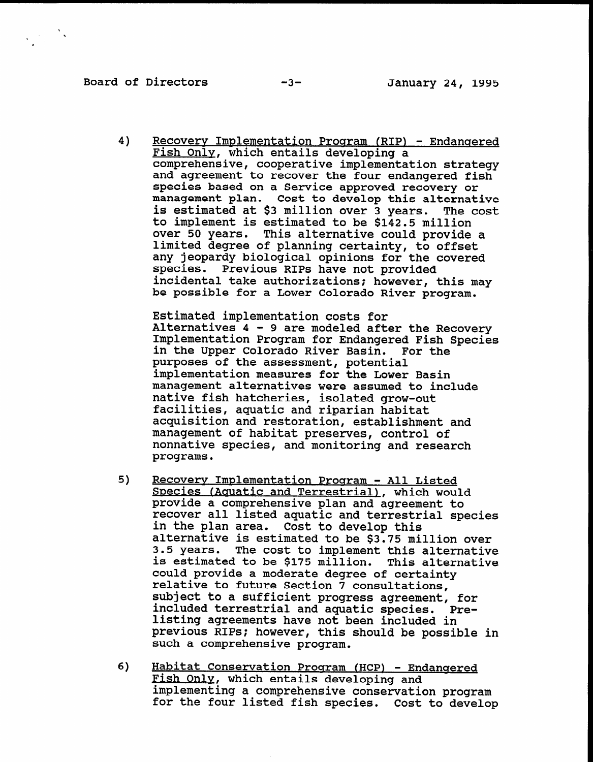4) Recovery Implementation Program (RIP) - Endangered Fish Only, which entails developing a comprehensive, cooperative implementation strategy and agreement to recover the four endangered fish species based on a Service approved recovery or management plan. Cost to develop this alternative is estimated at $3 million over 3 years. The cost to implement is estimated to be $142.5 million over 50 years. This alternative could provide a limited degree of planning certainty, to offset any jeopardy biological opinions for the covered species. Previous RIPs have not provided incidental take authorizations; however, this may be possible for a Lower Colorado River program.

   Estimated implementation costs for Alternatives 4 - 9 are modeled after the Recovery Implementation Program for Endangered Fish Species in the Upper Colorado River Basin. For the purposes of the assessment, potential implementation measures for the Lower Basin management alternatives were assumed to include native fish hatcheries, isolated grow-out facilities, aquatic and riparian habitat acquisition and restoration, establishment and management of habitat preserves, control of nonnative species, and monitoring and research programs.

5) Recovery Implementation Program - All Listed Species (Aquatic and Terrestrial), which would provide a comprehensive plan and agreement to recover all listed aquatic and terrestrial species in the plan area. Cost to develop this alternative is estimated to be $3.75 million over 3.5 years. The cost to implement this alternative is estimated to be $175 million. This alternative could provide a moderate degree of certainty relative to future Section 7 consultations, subject to a sufficient progress agreement, for included terrestrial and aquatic species. Pre-listing agreements have not been included in previous RIPs; however, this should be possible in such a comprehensive program.

6) Habitat Conservation Program (HCP) - Endangered Fish Only, which entails developing and implementing a comprehensive conservation program for the four listed fish species. Cost to develop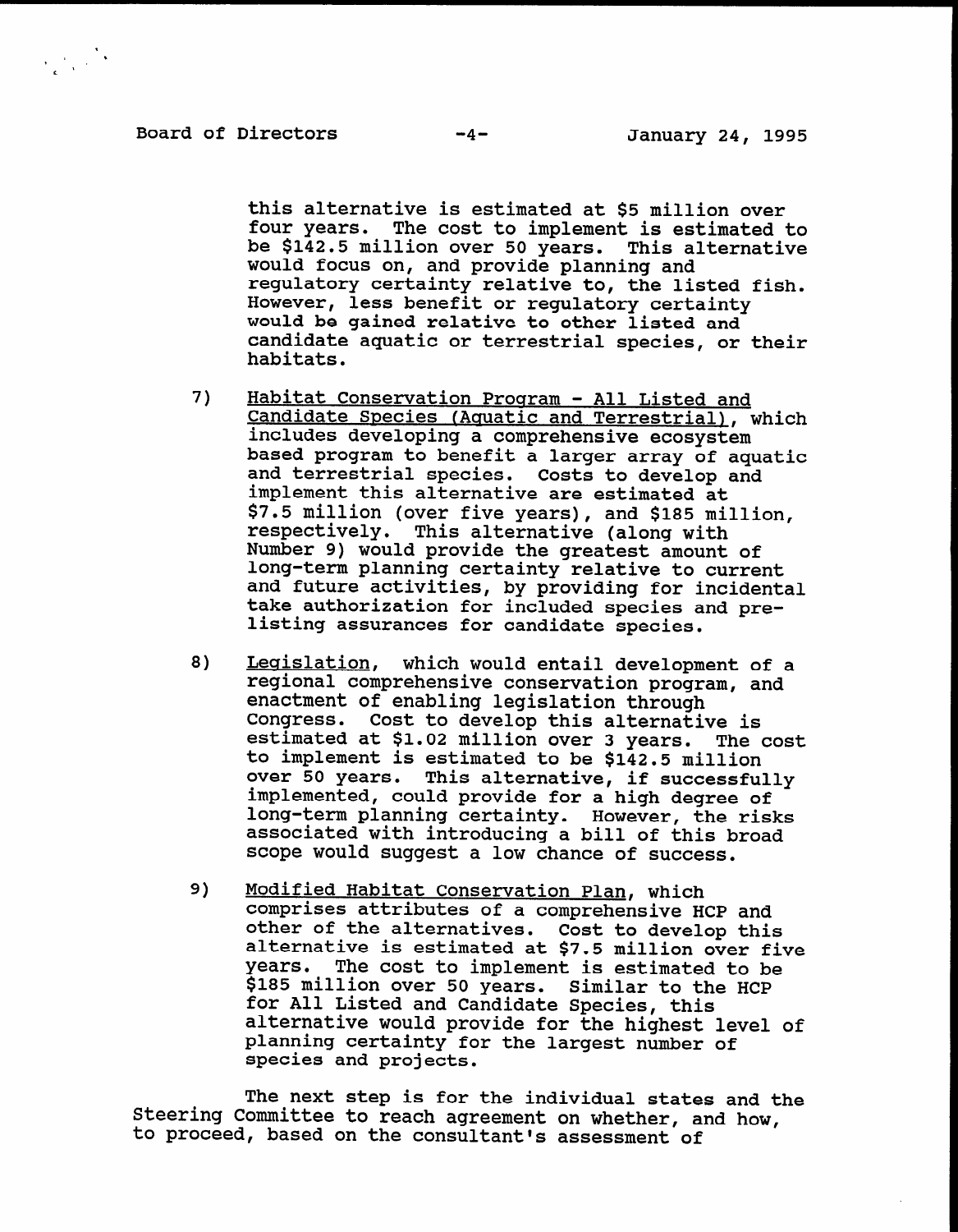this alternative is estimated at $5 million over four years. The cost to implement is estimated to be $142.5 million over 50 years. This alternative would focus on, and provide planning and regulatory certainty relative to, the listed fish. However, less benefit or regulatory certainty would be gained relative to other listed and candidate aquatic or terrestrial species, or their habitats.

7) Habitat Conservation Program - All Listed and Candidate Species (Aquatic and Terrestrial), which includes developing a comprehensive ecosystem based program to benefit a larger array of aquatic and terrestrial species. Costs to develop and implement this alternative are estimated at $7.5 million (over five years), and $185 million, respectively. This alternative (along with Number 9) would provide the greatest amount of long-term planning certainty relative to current and future activities, by providing for incidental take authorization for included species and pre-listing assurances for candidate species.

8) Legislation, which would entail development of a regional comprehensive conservation program, and enactment of enabling legislation through Congress. Cost to develop this alternative is estimated at $1.02 million over 3 years. The cost to implement is estimated to be $142.5 million over 50 years. This alternative, if successfully implemented, could provide for a high degree of long-term planning certainty. However, the risks associated with introducing a bill of this broad scope would suggest a low chance of success.

9) Modified Habitat Conservation Plan, which comprises attributes of a comprehensive HCP and other of the alternatives. Cost to develop this alternative is estimated at $7.5 million over five years. The cost to implement is estimated to be $185 million over 50 years. Similar to the HCP for All Listed and Candidate Species, this alternative would provide for the highest level of planning certainty for the largest number of species and projects.

The next step is for the individual states and the Steering Committee to reach agreement on whether, and how, to proceed, based on the consultant's assessment of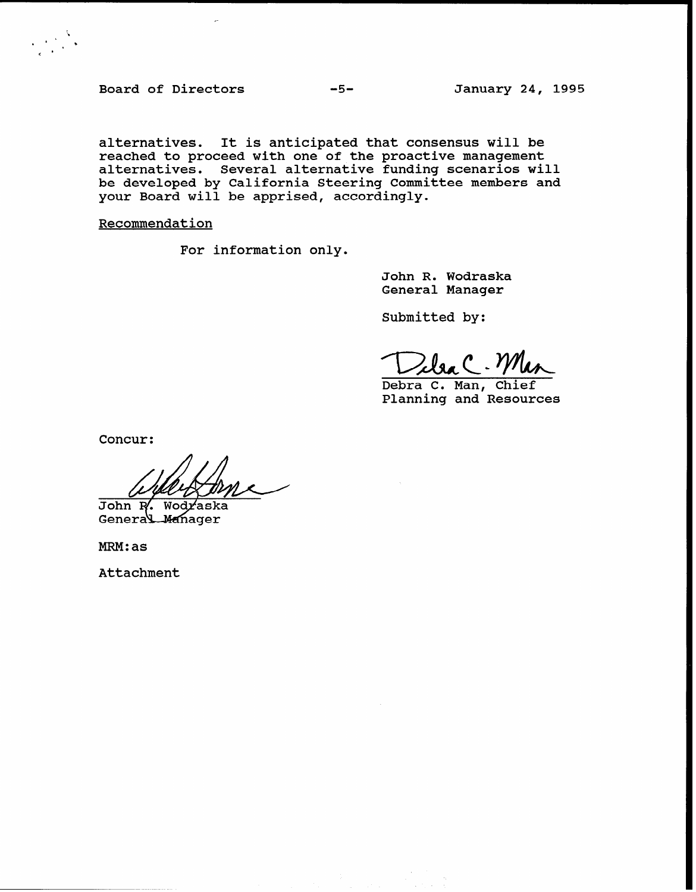alternatives. It is anticipated that consensus will be reached to proceed with one of the proactive management alternatives. Several alternative funding scenarios will be developed by California Steering Committee members and your Board will be apprised, accordingly.

Recommendation

For information only.

John R. Wodraska
General Manager

Submitted by:

Debra C. Man, Chief
Planning and Resources

Concur:

John R. Wodraska
General Manager

MRM:as

Attachment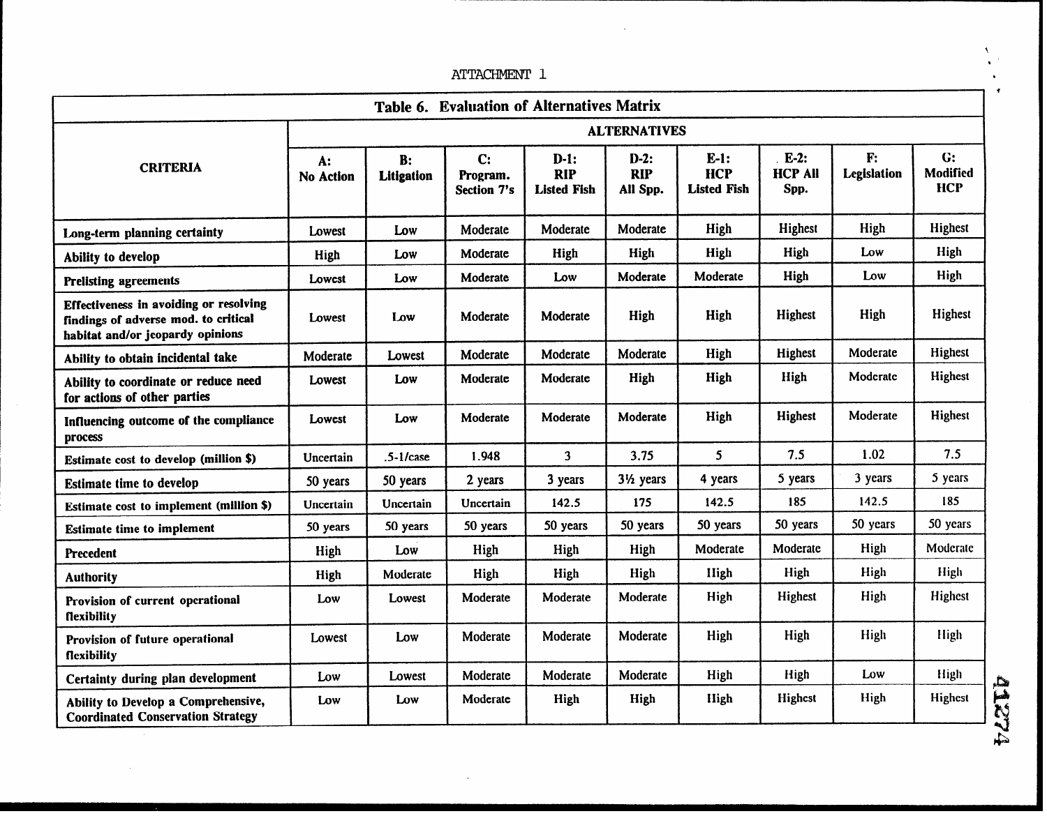ATTACHMENT 1

**Table 6. Evaluation of Alternatives Matrix**

| CRITERIA | ALTERNATIVES | | | | | | | | |
|---|---|---|---|---|---|---|---|---|---|
| | A: No Action | B: Litigation | C: Program. Section 7's | D-1: RIP Listed Fish | D-2: RIP All Spp. | E-1: HCP Listed Fish | E-2: HCP All Spp. | F: Legislation | G: Modified HCP |
| Long-term planning certainty | Lowest | Low | Moderate | Moderate | Moderate | High | Highest | High | Highest |
| Ability to develop | High | Low | Moderate | High | High | High | High | Low | High |
| Prelisting agreements | Lowest | Low | Moderate | Low | Moderate | Moderate | High | Low | High |
| Effectiveness in avoiding or resolving findings of adverse mod. to critical habitat and/or jeopardy opinions | Lowest | Low | Moderate | Moderate | High | High | Highest | High | Highest |
| Ability to obtain incidental take | Moderate | Lowest | Moderate | Moderate | Moderate | High | Highest | Moderate | Highest |
| Ability to coordinate or reduce need for actions of other parties | Lowest | Low | Moderate | Moderate | High | High | High | Moderate | Highest |
| Influencing outcome of the compliance process | Lowest | Low | Moderate | Moderate | Moderate | High | Highest | Moderate | Highest |
| Estimate cost to develop (million $) | Uncertain | .5-1/case | 1.948 | 3 | 3.75 | 5 | 7.5 | 1.02 | 7.5 |
| Estimate time to develop | 50 years | 50 years | 2 years | 3 years | 3½ years | 4 years | 5 years | 3 years | 5 years |
| Estimate cost to implement (million $) | Uncertain | Uncertain | Uncertain | 142.5 | 175 | 142.5 | 185 | 142.5 | 185 |
| Estimate time to implement | 50 years | 50 years | 50 years | 50 years | 50 years | 50 years | 50 years | 50 years | 50 years |
| Precedent | High | Low | High | High | High | Moderate | Moderate | High | Moderate |
| Authority | High | Moderate | High | High | High | High | High | High | High |
| Provision of current operational flexibility | Low | Lowest | Moderate | Moderate | Moderate | High | Highest | High | Highest |
| Provision of future operational flexibility | Lowest | Low | Moderate | Moderate | Moderate | High | High | High | High |
| Certainty during plan development | Low | Lowest | Moderate | Moderate | Moderate | High | High | Low | High |
| Ability to Develop a Comprehensive, Coordinated Conservation Strategy | Low | Low | Moderate | High | High | High | Highest | High | Highest |

41274